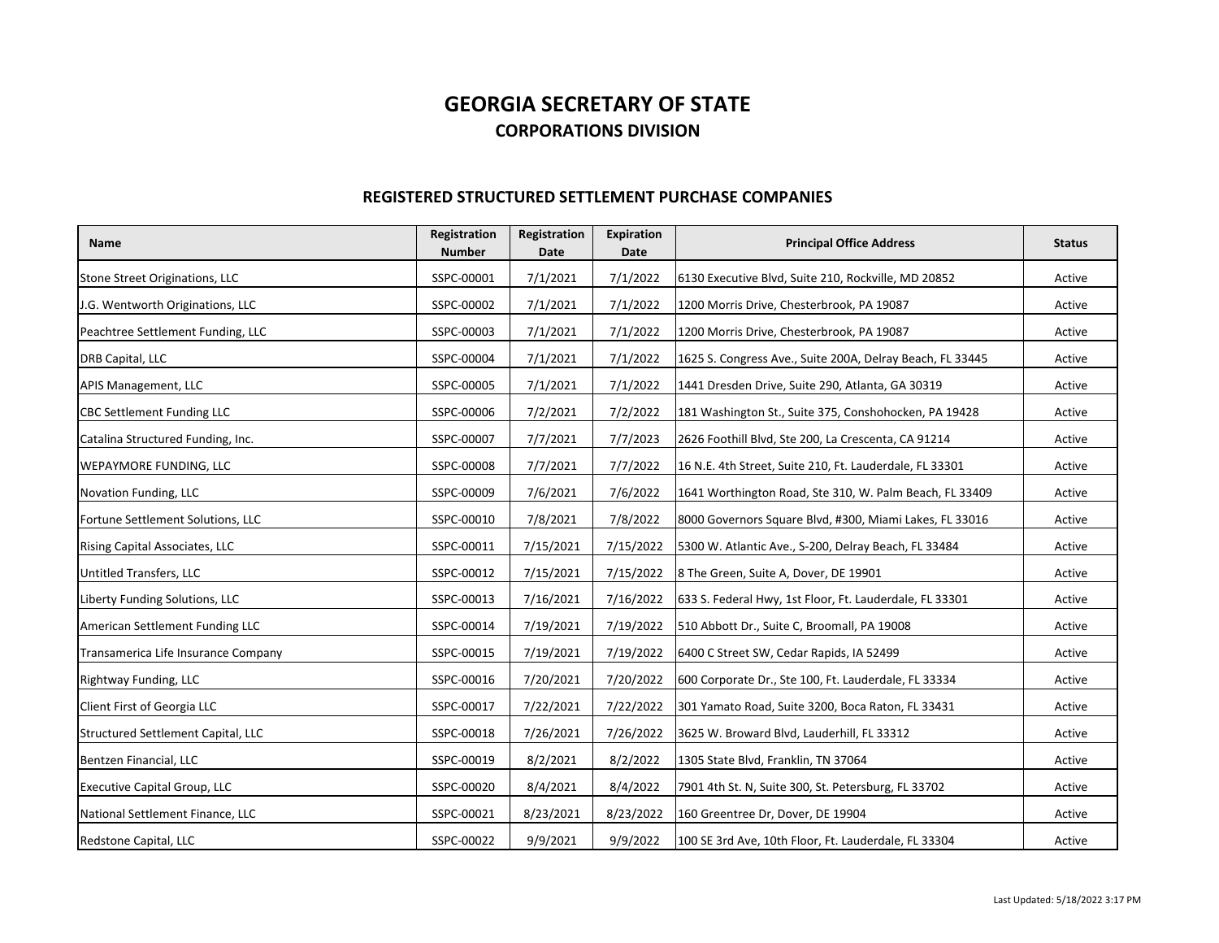# GEORGIA SECRETARY OF STATE

## CORPORATIONS DIVISION

### REGISTERED STRUCTURED SETTLEMENT PURCHASE COMPANIES

| Name | Registration Number | Registration Date | Expiration Date | Principal Office Address | Status |
|---|---|---|---|---|---|
| Stone Street Originations, LLC | SSPC-00001 | 7/1/2021 | 7/1/2022 | 6130 Executive Blvd, Suite 210, Rockville, MD 20852 | Active |
| J.G. Wentworth Originations, LLC | SSPC-00002 | 7/1/2021 | 7/1/2022 | 1200 Morris Drive, Chesterbrook, PA 19087 | Active |
| Peachtree Settlement Funding, LLC | SSPC-00003 | 7/1/2021 | 7/1/2022 | 1200 Morris Drive, Chesterbrook, PA 19087 | Active |
| DRB Capital, LLC | SSPC-00004 | 7/1/2021 | 7/1/2022 | 1625 S. Congress Ave., Suite 200A, Delray Beach, FL 33445 | Active |
| APIS Management, LLC | SSPC-00005 | 7/1/2021 | 7/1/2022 | 1441 Dresden Drive, Suite 290, Atlanta, GA 30319 | Active |
| CBC Settlement Funding LLC | SSPC-00006 | 7/2/2021 | 7/2/2022 | 181 Washington St., Suite 375, Conshohocken, PA 19428 | Active |
| Catalina Structured Funding, Inc. | SSPC-00007 | 7/7/2021 | 7/7/2023 | 2626 Foothill Blvd, Ste 200, La Crescenta, CA 91214 | Active |
| WEPAYMORE FUNDING, LLC | SSPC-00008 | 7/7/2021 | 7/7/2022 | 16 N.E. 4th Street, Suite 210, Ft. Lauderdale, FL 33301 | Active |
| Novation Funding, LLC | SSPC-00009 | 7/6/2021 | 7/6/2022 | 1641 Worthington Road, Ste 310, W. Palm Beach, FL 33409 | Active |
| Fortune Settlement Solutions, LLC | SSPC-00010 | 7/8/2021 | 7/8/2022 | 8000 Governors Square Blvd, #300, Miami Lakes, FL 33016 | Active |
| Rising Capital Associates, LLC | SSPC-00011 | 7/15/2021 | 7/15/2022 | 5300 W. Atlantic Ave., S-200, Delray Beach, FL 33484 | Active |
| Untitled Transfers, LLC | SSPC-00012 | 7/15/2021 | 7/15/2022 | 8 The Green, Suite A, Dover, DE 19901 | Active |
| Liberty Funding Solutions, LLC | SSPC-00013 | 7/16/2021 | 7/16/2022 | 633 S. Federal Hwy, 1st Floor, Ft. Lauderdale, FL 33301 | Active |
| American Settlement Funding LLC | SSPC-00014 | 7/19/2021 | 7/19/2022 | 510 Abbott Dr., Suite C, Broomall, PA 19008 | Active |
| Transamerica Life Insurance Company | SSPC-00015 | 7/19/2021 | 7/19/2022 | 6400 C Street SW, Cedar Rapids, IA 52499 | Active |
| Rightway Funding, LLC | SSPC-00016 | 7/20/2021 | 7/20/2022 | 600 Corporate Dr., Ste 100, Ft. Lauderdale, FL 33334 | Active |
| Client First of Georgia LLC | SSPC-00017 | 7/22/2021 | 7/22/2022 | 301 Yamato Road, Suite 3200, Boca Raton, FL 33431 | Active |
| Structured Settlement Capital, LLC | SSPC-00018 | 7/26/2021 | 7/26/2022 | 3625 W. Broward Blvd, Lauderhill, FL 33312 | Active |
| Bentzen Financial, LLC | SSPC-00019 | 8/2/2021 | 8/2/2022 | 1305 State Blvd, Franklin, TN 37064 | Active |
| Executive Capital Group, LLC | SSPC-00020 | 8/4/2021 | 8/4/2022 | 7901 4th St. N, Suite 300, St. Petersburg, FL 33702 | Active |
| National Settlement Finance, LLC | SSPC-00021 | 8/23/2021 | 8/23/2022 | 160 Greentree Dr, Dover, DE 19904 | Active |
| Redstone Capital, LLC | SSPC-00022 | 9/9/2021 | 9/9/2022 | 100 SE 3rd Ave, 10th Floor, Ft. Lauderdale, FL 33304 | Active |

Last Updated: 5/18/2022 3:17 PM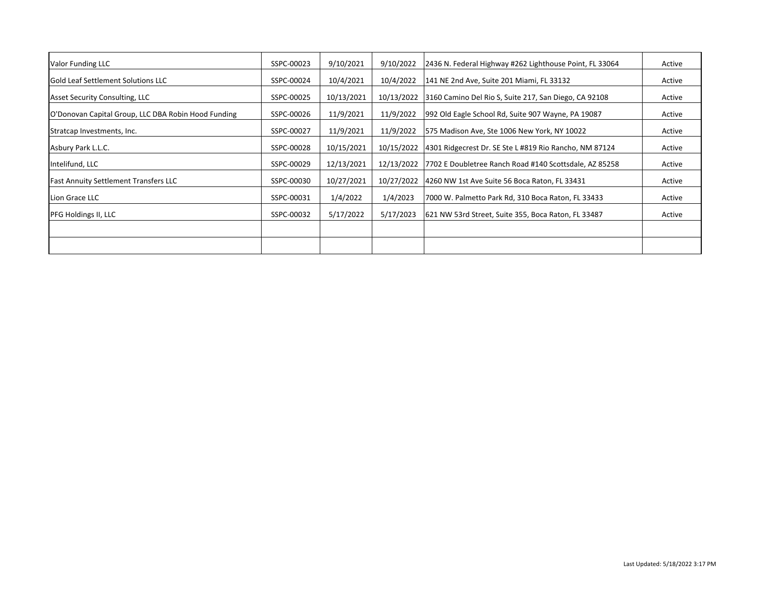| | | | | | |
|---|---|---|---|---|---|
| Valor Funding LLC | SSPC-00023 | 9/10/2021 | 9/10/2022 | 2436 N. Federal Highway #262 Lighthouse Point, FL 33064 | Active |
| Gold Leaf Settlement Solutions LLC | SSPC-00024 | 10/4/2021 | 10/4/2022 | 141 NE 2nd Ave, Suite 201 Miami, FL 33132 | Active |
| Asset Security Consulting, LLC | SSPC-00025 | 10/13/2021 | 10/13/2022 | 3160 Camino Del Rio S, Suite 217, San Diego, CA 92108 | Active |
| O'Donovan Capital Group, LLC DBA Robin Hood Funding | SSPC-00026 | 11/9/2021 | 11/9/2022 | 992 Old Eagle School Rd, Suite 907 Wayne, PA 19087 | Active |
| Stratcap Investments, Inc. | SSPC-00027 | 11/9/2021 | 11/9/2022 | 575 Madison Ave, Ste 1006 New York, NY 10022 | Active |
| Asbury Park L.L.C. | SSPC-00028 | 10/15/2021 | 10/15/2022 | 4301 Ridgecrest Dr. SE Ste L #819 Rio Rancho, NM 87124 | Active |
| Intelifund, LLC | SSPC-00029 | 12/13/2021 | 12/13/2022 | 7702 E Doubletree Ranch Road #140 Scottsdale, AZ 85258 | Active |
| Fast Annuity Settlement Transfers LLC | SSPC-00030 | 10/27/2021 | 10/27/2022 | 4260 NW 1st Ave Suite 56 Boca Raton, FL 33431 | Active |
| Lion Grace LLC | SSPC-00031 | 1/4/2022 | 1/4/2023 | 7000 W. Palmetto Park Rd, 310 Boca Raton, FL 33433 | Active |
| PFG Holdings II, LLC | SSPC-00032 | 5/17/2022 | 5/17/2023 | 621 NW 53rd Street, Suite 355, Boca Raton, FL 33487 | Active |
| | | | | | |
| | | | | | |

Last Updated: 5/18/2022 3:17 PM